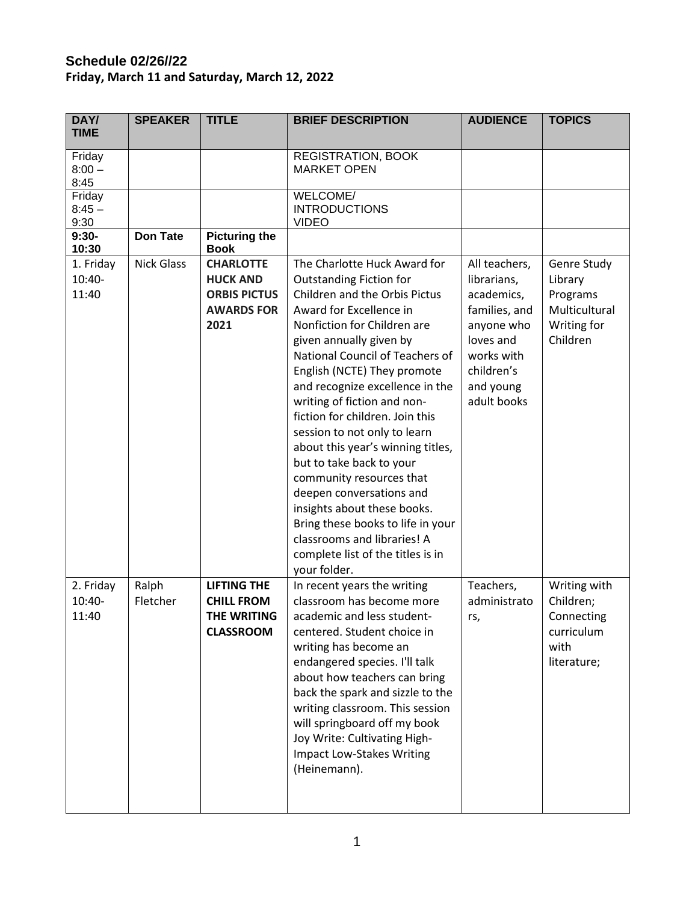# Schedule 02/26//22

**Friday, March 11 and Saturday, March 12, 2022**

| DAY/ TIME | SPEAKER | TITLE | BRIEF DESCRIPTION | AUDIENCE | TOPICS |
|---|---|---|---|---|---|
| Friday 8:00 – 8:45 | | | REGISTRATION, BOOK MARKET OPEN | | |
| Friday 8:45 – 9:30 | | | WELCOME/ INTRODUCTIONS VIDEO | | |
| **9:30- 10:30** | **Don Tate** | **Picturing the Book** | | | |
| 1. Friday 10:40- 11:40 | Nick Glass | **CHARLOTTE HUCK AND ORBIS PICTUS AWARDS FOR 2021** | The Charlotte Huck Award for Outstanding Fiction for Children and the Orbis Pictus Award for Excellence in Nonfiction for Children are given annually given by National Council of Teachers of English (NCTE) They promote and recognize excellence in the writing of fiction and non-fiction for children. Join this session to not only to learn about this year's winning titles, but to take back to your community resources that deepen conversations and insights about these books. Bring these books to life in your classrooms and libraries! A complete list of the titles is in your folder. | All teachers, librarians, academics, families, and anyone who loves and works with children's and young adult books | Genre Study Library Programs Multicultural Writing for Children |
| 2. Friday 10:40- 11:40 | Ralph Fletcher | **LIFTING THE CHILL FROM THE WRITING CLASSROOM** | In recent years the writing classroom has become more academic and less student-centered. Student choice in writing has become an endangered species. I'll talk about how teachers can bring back the spark and sizzle to the writing classroom. This session will springboard off my book Joy Write: Cultivating High-Impact Low-Stakes Writing (Heinemann). | Teachers, administrators, | Writing with Children; Connecting curriculum with literature; |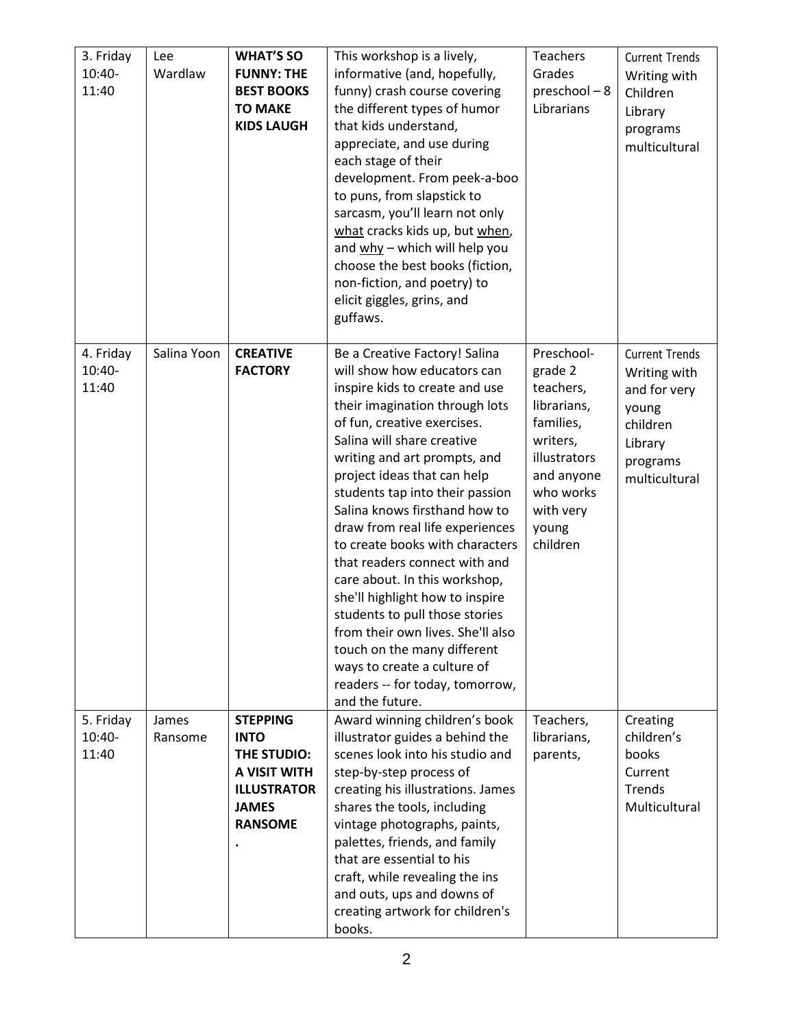| 3. Friday 10:40-11:40 | Lee Wardlaw | **WHAT'S SO FUNNY: THE BEST BOOKS TO MAKE KIDS LAUGH** | This workshop is a lively, informative (and, hopefully, funny) crash course covering the different types of humor that kids understand, appreciate, and use during each stage of their development. From peek-a-boo to puns, from slapstick to sarcasm, you'll learn not only <u>what</u> cracks kids up, but <u>when</u>, and <u>why</u> – which will help you choose the best books (fiction, non-fiction, and poetry) to elicit giggles, grins, and guffaws. | Teachers Grades preschool – 8 Librarians | Current Trends Writing with Children Library programs multicultural |
|---|---|---|---|---|---|
| 4. Friday 10:40-11:40 | Salina Yoon | **CREATIVE FACTORY** | Be a Creative Factory! Salina will show how educators can inspire kids to create and use their imagination through lots of fun, creative exercises. Salina will share creative writing and art prompts, and project ideas that can help students tap into their passion Salina knows firsthand how to draw from real life experiences to create books with characters that readers connect with and care about. In this workshop, she'll highlight how to inspire students to pull those stories from their own lives. She'll also touch on the many different ways to create a culture of readers -- for today, tomorrow, and the future. | Preschool-grade 2 teachers, librarians, families, writers, illustrators and anyone who works with very young children | Current Trends Writing with and for very young children Library programs multicultural |
| 5. Friday 10:40-11:40 | James Ransome | **STEPPING INTO THE STUDIO: A VISIT WITH ILLUSTRATOR JAMES RANSOME .** | Award winning children's book illustrator guides a behind the scenes look into his studio and step-by-step process of creating his illustrations. James shares the tools, including vintage photographs, paints, palettes, friends, and family that are essential to his craft, while revealing the ins and outs, ups and downs of creating artwork for children's books. | Teachers, librarians, parents, | Creating children's books Current Trends Multicultural |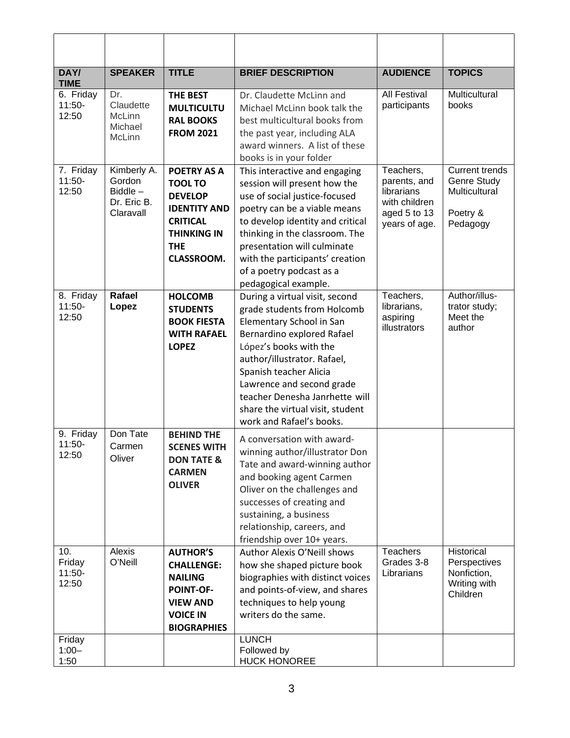| DAY/ TIME | SPEAKER | TITLE | BRIEF DESCRIPTION | AUDIENCE | TOPICS |
|---|---|---|---|---|---|
| 6. Friday 11:50-12:50 | Dr. Claudette McLinn Michael McLinn | **THE BEST MULTICULTURAL BOOKS FROM 2021** | Dr. Claudette McLinn and Michael McLinn book talk the best multicultural books from the past year, including ALA award winners. A list of these books is in your folder | All Festival participants | Multicultural books |
| 7. Friday 11:50-12:50 | Kimberly A. Gordon Biddle – Dr. Eric B. Claravall | **POETRY AS A TOOL TO DEVELOP IDENTITY AND CRITICAL THINKING IN THE CLASSROOM.** | This interactive and engaging session will present how the use of social justice-focused poetry can be a viable means to develop identity and critical thinking in the classroom. The presentation will culminate with the participants' creation of a poetry podcast as a pedagogical example. | Teachers, parents, and librarians with children aged 5 to 13 years of age. | Current trends Genre Study Multicultural Poetry & Pedagogy |
| 8. Friday 11:50-12:50 | **Rafael Lopez** | **HOLCOMB STUDENTS BOOK FIESTA WITH RAFAEL LOPEZ** | During a virtual visit, second grade students from Holcomb Elementary School in San Bernardino explored Rafael López's books with the author/illustrator. Rafael, Spanish teacher Alicia Lawrence and second grade teacher Denesha Janrhette will share the virtual visit, student work and Rafael's books. | Teachers, librarians, aspiring illustrators | Author/illustrator study; Meet the author |
| 9. Friday 11:50-12:50 | Don Tate Carmen Oliver | **BEHIND THE SCENES WITH DON TATE & CARMEN OLIVER** | A conversation with award-winning author/illustrator Don Tate and award-winning author and booking agent Carmen Oliver on the challenges and successes of creating and sustaining, a business relationship, careers, and friendship over 10+ years. | | |
| 10. Friday 11:50-12:50 | Alexis O'Neill | **AUTHOR'S CHALLENGE: NAILING POINT-OF-VIEW AND VOICE IN BIOGRAPHIES** | Author Alexis O'Neill shows how she shaped picture book biographies with distinct voices and points-of-view, and shares techniques to help young writers do the same. | Teachers Grades 3-8 Librarians | Historical Perspectives Nonfiction, Writing with Children |
| Friday 1:00–1:50 | | | LUNCH Followed by HUCK HONOREE | | |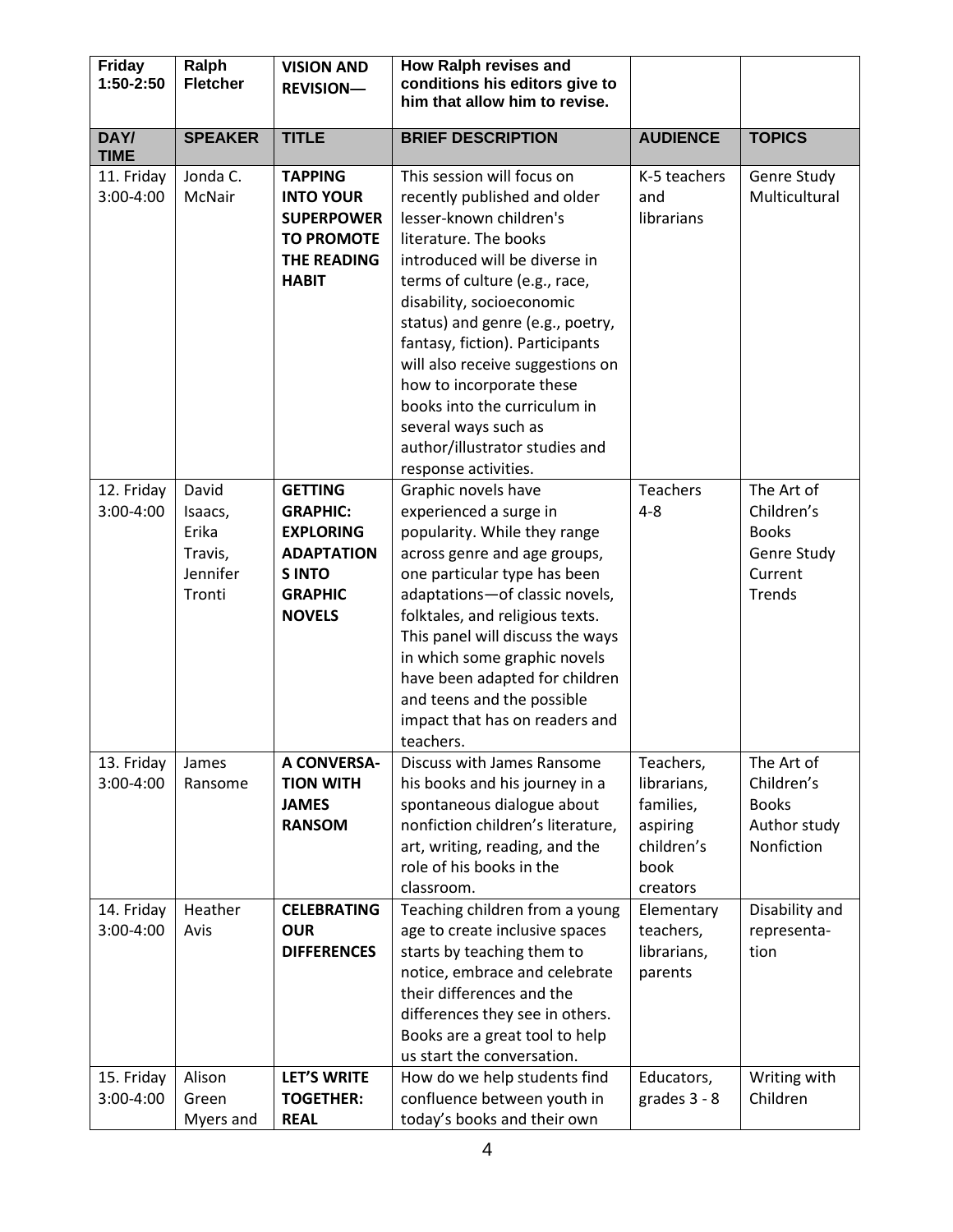| Friday 1:50-2:50 | Ralph Fletcher | **VISION AND REVISION—** | How Ralph revises and conditions his editors give to him that allow him to revise. | | |
|---|---|---|---|---|---|
| **DAY/ TIME** | **SPEAKER** | **TITLE** | **BRIEF DESCRIPTION** | **AUDIENCE** | **TOPICS** |
| 11. Friday 3:00-4:00 | Jonda C. McNair | **TAPPING INTO YOUR SUPERPOWER TO PROMOTE THE READING HABIT** | This session will focus on recently published and older lesser-known children's literature. The books introduced will be diverse in terms of culture (e.g., race, disability, socioeconomic status) and genre (e.g., poetry, fantasy, fiction). Participants will also receive suggestions on how to incorporate these books into the curriculum in several ways such as author/illustrator studies and response activities. | K-5 teachers and librarians | Genre Study Multicultural |
| 12. Friday 3:00-4:00 | David Isaacs, Erika Travis, Jennifer Tronti | **GETTING GRAPHIC: EXPLORING ADAPTATIONS INTO GRAPHIC NOVELS** | Graphic novels have experienced a surge in popularity. While they range across genre and age groups, one particular type has been adaptations—of classic novels, folktales, and religious texts. This panel will discuss the ways in which some graphic novels have been adapted for children and teens and the possible impact that has on readers and teachers. | Teachers 4-8 | The Art of Children's Books Genre Study Current Trends |
| 13. Friday 3:00-4:00 | James Ransome | **A CONVERSATION WITH JAMES RANSOM** | Discuss with James Ransome his books and his journey in a spontaneous dialogue about nonfiction children's literature, art, writing, reading, and the role of his books in the classroom. | Teachers, librarians, families, aspiring children's book creators | The Art of Children's Books Author study Nonfiction |
| 14. Friday 3:00-4:00 | Heather Avis | **CELEBRATING OUR DIFFERENCES** | Teaching children from a young age to create inclusive spaces starts by teaching them to notice, embrace and celebrate their differences and the differences they see in others. Books are a great tool to help us start the conversation. | Elementary teachers, librarians, parents | Disability and representation |
| 15. Friday 3:00-4:00 | Alison Green Myers and | **LET'S WRITE TOGETHER: REAL** | How do we help students find confluence between youth in today's books and their own | Educators, grades 3 - 8 | Writing with Children |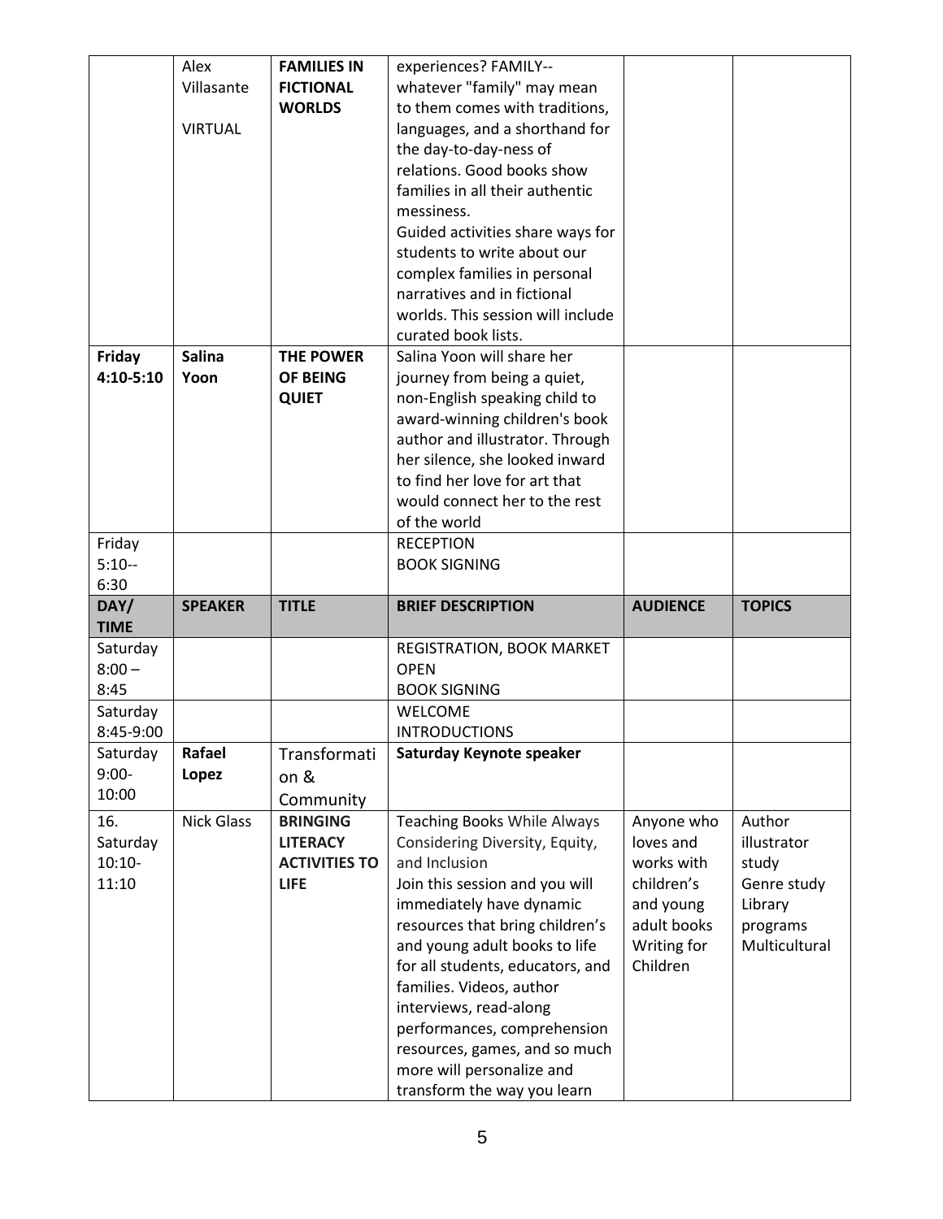| | | | | | |
|---|---|---|---|---|---|
| | Alex Villasante<br><br>VIRTUAL | **FAMILIES IN FICTIONAL WORLDS** | experiences? FAMILY--whatever "family" may mean to them comes with traditions, languages, and a shorthand for the day-to-day-ness of relations. Good books show families in all their authentic messiness.<br>Guided activities share ways for students to write about our complex families in personal narratives and in fictional worlds. This session will include curated book lists. | | |
| **Friday 4:10-5:10** | **Salina Yoon** | **THE POWER OF BEING QUIET** | Salina Yoon will share her journey from being a quiet, non-English speaking child to award-winning children's book author and illustrator. Through her silence, she looked inward to find her love for art that would connect her to the rest of the world | | |
| Friday 5:10--6:30 | | | RECEPTION<br>BOOK SIGNING | | |
| **DAY/ TIME** | **SPEAKER** | **TITLE** | **BRIEF DESCRIPTION** | **AUDIENCE** | **TOPICS** |
| Saturday 8:00 – 8:45 | | | REGISTRATION, BOOK MARKET OPEN<br>BOOK SIGNING | | |
| Saturday 8:45-9:00 | | | WELCOME<br>INTRODUCTIONS | | |
| Saturday 9:00-10:00 | **Rafael Lopez** | Transformation & Community | **Saturday Keynote speaker** | | |
| 16. Saturday 10:10-11:10 | Nick Glass | **BRINGING LITERACY ACTIVITIES TO LIFE** | Teaching Books While Always Considering Diversity, Equity, and Inclusion<br>Join this session and you will immediately have dynamic resources that bring children's and young adult books to life for all students, educators, and families. Videos, author interviews, read-along performances, comprehension resources, games, and so much more will personalize and transform the way you learn | Anyone who loves and works with children's and young adult books Writing for Children | Author illustrator study<br>Genre study<br>Library programs<br>Multicultural |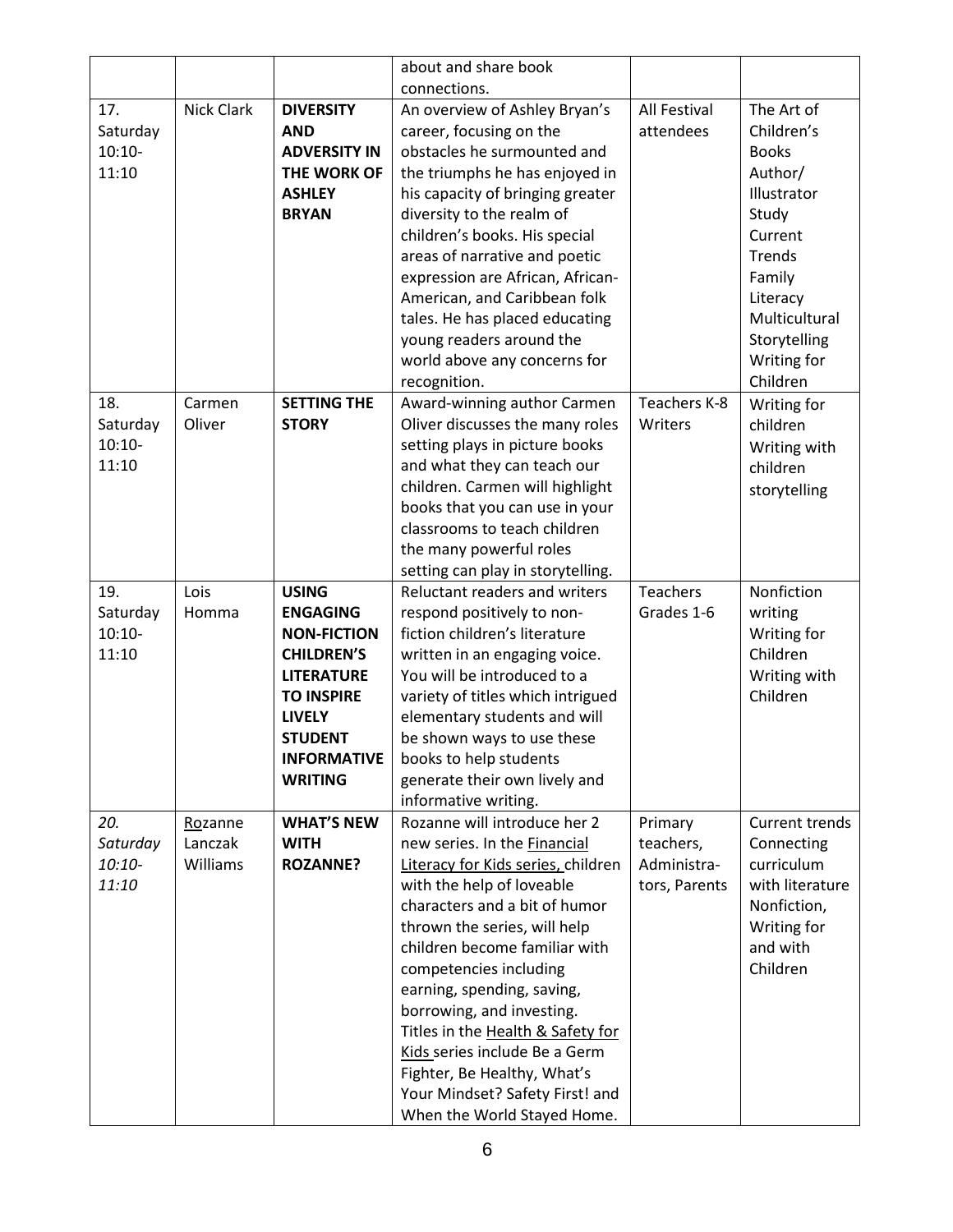| | | | about and share book connections. | | |
|---|---|---|---|---|---|
| 17. Saturday 10:10-11:10 | Nick Clark | **DIVERSITY AND ADVERSITY IN THE WORK OF ASHLEY BRYAN** | An overview of Ashley Bryan's career, focusing on the obstacles he surmounted and the triumphs he has enjoyed in his capacity of bringing greater diversity to the realm of children's books. His special areas of narrative and poetic expression are African, African-American, and Caribbean folk tales. He has placed educating young readers around the world above any concerns for recognition. | All Festival attendees | The Art of Children's Books Author/ Illustrator Study Current Trends Family Literacy Multicultural Storytelling Writing for Children |
| 18. Saturday 10:10-11:10 | Carmen Oliver | **SETTING THE STORY** | Award-winning author Carmen Oliver discusses the many roles setting plays in picture books and what they can teach our children. Carmen will highlight books that you can use in your classrooms to teach children the many powerful roles setting can play in storytelling. | Teachers K-8 Writers | Writing for children Writing with children storytelling |
| 19. Saturday 10:10-11:10 | Lois Homma | **USING ENGAGING NON-FICTION CHILDREN'S LITERATURE TO INSPIRE LIVELY STUDENT INFORMATIVE WRITING** | Reluctant readers and writers respond positively to non-fiction children's literature written in an engaging voice. You will be introduced to a variety of titles which intrigued elementary students and will be shown ways to use these books to help students generate their own lively and informative writing. | Teachers Grades 1-6 | Nonfiction writing Writing for Children Writing with Children |
| *20. Saturday 10:10-11:10* | Rozanne Lanczak Williams | **WHAT'S NEW WITH ROZANNE?** | Rozanne will introduce her 2 new series. In the Financial Literacy for Kids series, children with the help of loveable characters and a bit of humor thrown the series, will help children become familiar with competencies including earning, spending, saving, borrowing, and investing. Titles in the Health & Safety for Kids series include Be a Germ Fighter, Be Healthy, What's Your Mindset? Safety First! and When the World Stayed Home. | Primary teachers, Administra-tors, Parents | Current trends Connecting curriculum with literature Nonfiction, Writing for and with Children |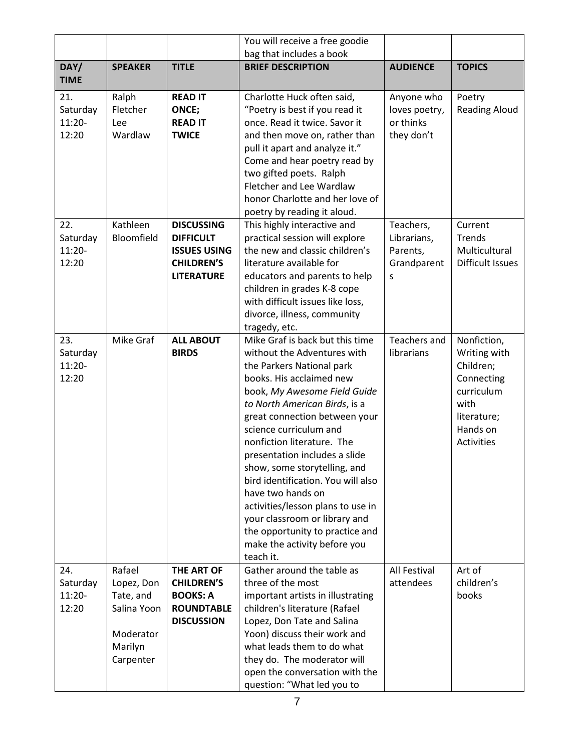| | | | You will receive a free goodie bag that includes a book | | |
|---|---|---|---|---|---|
| **DAY/ TIME** | **SPEAKER** | **TITLE** | **BRIEF DESCRIPTION** | **AUDIENCE** | **TOPICS** |
| 21. Saturday 11:20-12:20 | Ralph Fletcher Lee Wardlaw | **READ IT ONCE; READ IT TWICE** | Charlotte Huck often said, "Poetry is best if you read it once. Read it twice. Savor it and then move on, rather than pull it apart and analyze it." Come and hear poetry read by two gifted poets. Ralph Fletcher and Lee Wardlaw honor Charlotte and her love of poetry by reading it aloud. | Anyone who loves poetry, or thinks they don't | Poetry Reading Aloud |
| 22. Saturday 11:20-12:20 | Kathleen Bloomfield | **DISCUSSING DIFFICULT ISSUES USING CHILDREN'S LITERATURE** | This highly interactive and practical session will explore the new and classic children's literature available for educators and parents to help children in grades K-8 cope with difficult issues like loss, divorce, illness, community tragedy, etc. | Teachers, Librarians, Parents, Grandparents | Current Trends Multicultural Difficult Issues |
| 23. Saturday 11:20-12:20 | Mike Graf | **ALL ABOUT BIRDS** | Mike Graf is back but this time without the Adventures with the Parkers National park books. His acclaimed new book, *My Awesome Field Guide to North American Birds*, is a great connection between your science curriculum and nonfiction literature. The presentation includes a slide show, some storytelling, and bird identification. You will also have two hands on activities/lesson plans to use in your classroom or library and the opportunity to practice and make the activity before you teach it. | Teachers and librarians | Nonfiction, Writing with Children; Connecting curriculum with literature; Hands on Activities |
| 24. Saturday 11:20-12:20 | Rafael Lopez, Don Tate, and Salina Yoon<br><br>Moderator Marilyn Carpenter | **THE ART OF CHILDREN'S BOOKS: A ROUNDTABLE DISCUSSION** | Gather around the table as three of the most important artists in illustrating children's literature (Rafael Lopez, Don Tate and Salina Yoon) discuss their work and what leads them to do what they do. The moderator will open the conversation with the question: "What led you to | All Festival attendees | Art of children's books |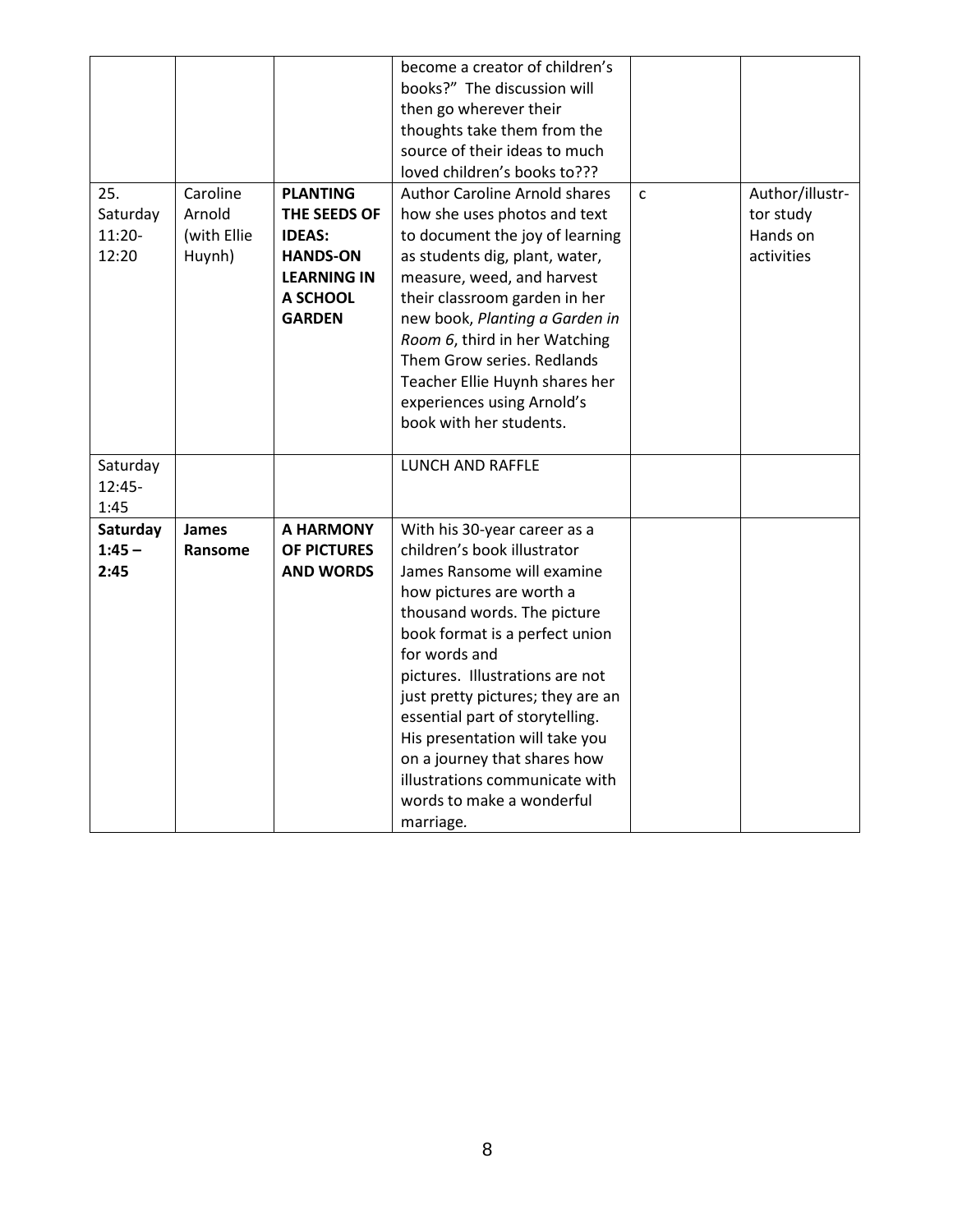| | | | | | |
|---|---|---|---|---|---|
| | | | become a creator of children's books?" The discussion will then go wherever their thoughts take them from the source of their ideas to much loved children's books to??? | | |
| 25. Saturday 11:20-12:20 | Caroline Arnold (with Ellie Huynh) | **PLANTING THE SEEDS OF IDEAS: HANDS-ON LEARNING IN A SCHOOL GARDEN** | Author Caroline Arnold shares how she uses photos and text to document the joy of learning as students dig, plant, water, measure, weed, and harvest their classroom garden in her new book, *Planting a Garden in Room 6*, third in her Watching Them Grow series. Redlands Teacher Ellie Huynh shares her experiences using Arnold's book with her students. | c | Author/illustr-tor study Hands on activities |
| Saturday 12:45-1:45 | | | LUNCH AND RAFFLE | | |
| **Saturday 1:45 – 2:45** | **James Ransome** | **A HARMONY OF PICTURES AND WORDS** | With his 30-year career as a children's book illustrator James Ransome will examine how pictures are worth a thousand words. The picture book format is a perfect union for words and pictures. Illustrations are not just pretty pictures; they are an essential part of storytelling. His presentation will take you on a journey that shares how illustrations communicate with words to make a wonderful marriage. | | |